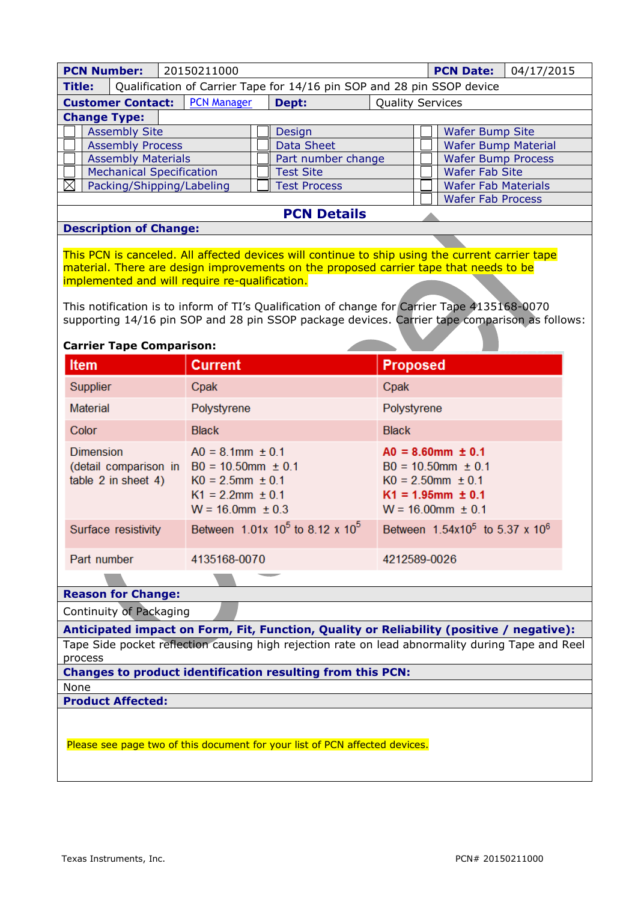| **PCN Number:** | 20150211000 | **PCN Date:** | 04/17/2015 |
|---|---|---|---|
| **Title:** | Qualification of Carrier Tape for 14/16 pin SOP and 28 pin SSOP device | | |
| **Customer Contact:** | PCN Manager | **Dept:** | Quality Services |

**Change Type:**

| | | |
|---|---|---|
| ☐ Assembly Site | ☐ Design | ☐ Wafer Bump Site |
| ☐ Assembly Process | ☐ Data Sheet | ☐ Wafer Bump Material |
| ☐ Assembly Materials | ☐ Part number change | ☐ Wafer Bump Process |
| ☐ Mechanical Specification | ☐ Test Site | ☐ Wafer Fab Site |
| ☒ Packing/Shipping/Labeling | ☐ Test Process | ☐ Wafer Fab Materials |
| | | ☐ Wafer Fab Process |

## PCN Details

**Description of Change:**

This PCN is canceled. All affected devices will continue to ship using the current carrier tape material. There are design improvements on the proposed carrier tape that needs to be implemented and will require re-qualification.

This notification is to inform of TI's Qualification of change for Carrier Tape 4135168-0070 supporting 14/16 pin SOP and 28 pin SSOP package devices. Carrier tape comparison as follows:

**Carrier Tape Comparison:**

| Item | Current | Proposed |
|---|---|---|
| Supplier | Cpak | Cpak |
| Material | Polystyrene | Polystyrene |
| Color | Black | Black |
| Dimension (detail comparison in table 2 in sheet 4) | A0 = 8.1mm ± 0.1<br>B0 = 10.50mm ± 0.1<br>K0 = 2.5mm ± 0.1<br>K1 = 2.2mm ± 0.1<br>W = 16.0mm ± 0.3 | **A0 = 8.60mm ± 0.1**<br>B0 = 10.50mm ± 0.1<br>K0 = 2.50mm ± 0.1<br>**K1 = 1.95mm ± 0.1**<br>W = 16.00mm ± 0.1 |
| Surface resistivity | Between $1.01x\ 10^5$ to $8.12 \times 10^5$ | Between $1.54x10^5$ to $5.37 \times 10^6$ |
| Part number | 4135168-0070 | 4212589-0026 |

**Reason for Change:**

Continuity of Packaging

**Anticipated impact on Form, Fit, Function, Quality or Reliability (positive / negative):**

Tape Side pocket reflection causing high rejection rate on lead abnormality during Tape and Reel process

**Changes to product identification resulting from this PCN:**

None

**Product Affected:**

Please see page two of this document for your list of PCN affected devices.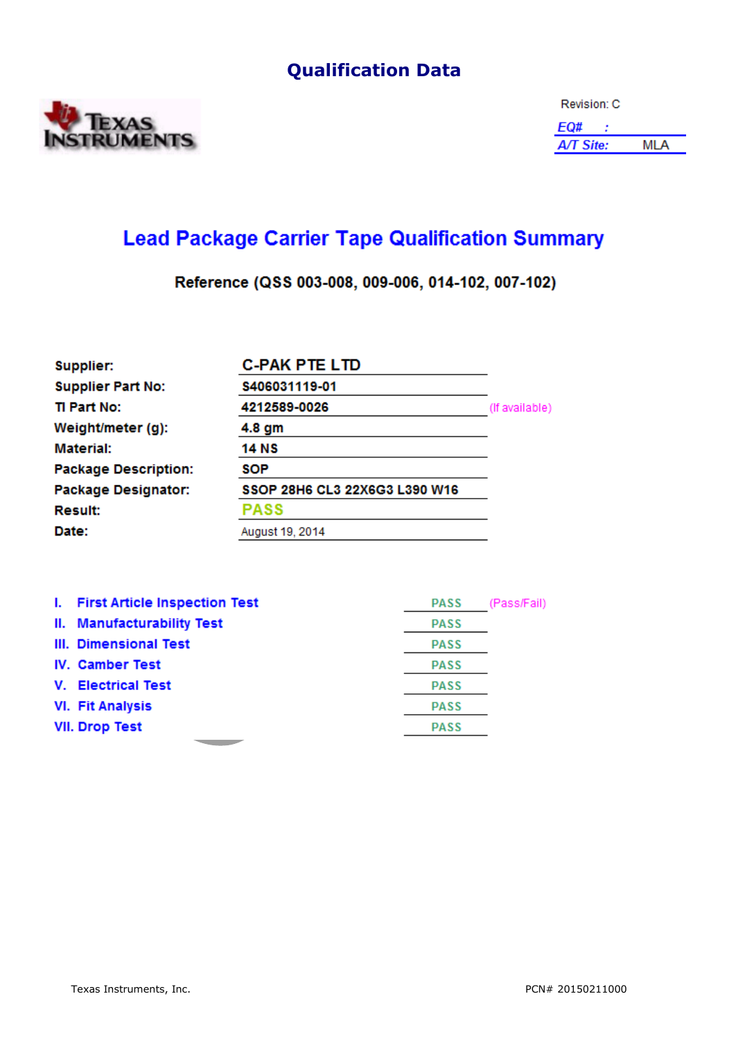# Qualification Data

Texas Instruments

Revision: C

| | |
|---|---|
| *EQ#* : | |
| *A/T Site:* | MLA |

## Lead Package Carrier Tape Qualification Summary

**Reference (QSS 003-008, 009-006, 014-102, 007-102)**

| | | |
|---|---|---|
| **Supplier:** | **C-PAK PTE LTD** | |
| **Supplier Part No:** | **S406031119-01** | |
| **TI Part No:** | **4212589-0026** | (If available) |
| **Weight/meter (g):** | **4.8 gm** | |
| **Material:** | **14 NS** | |
| **Package Description:** | **SOP** | |
| **Package Designator:** | **SSOP 28H6 CL3 22X6G3 L390 W16** | |
| **Result:** | **PASS** | |
| **Date:** | August 19, 2014 | |

| | | |
|---|---|---|
| **I. First Article Inspection Test** | PASS | (Pass/Fail) |
| **II. Manufacturability Test** | PASS | |
| **III. Dimensional Test** | PASS | |
| **IV. Camber Test** | PASS | |
| **V. Electrical Test** | PASS | |
| **VI. Fit Analysis** | PASS | |
| **VII. Drop Test** | PASS | |

Texas Instruments, Inc.

PCN# 20150211000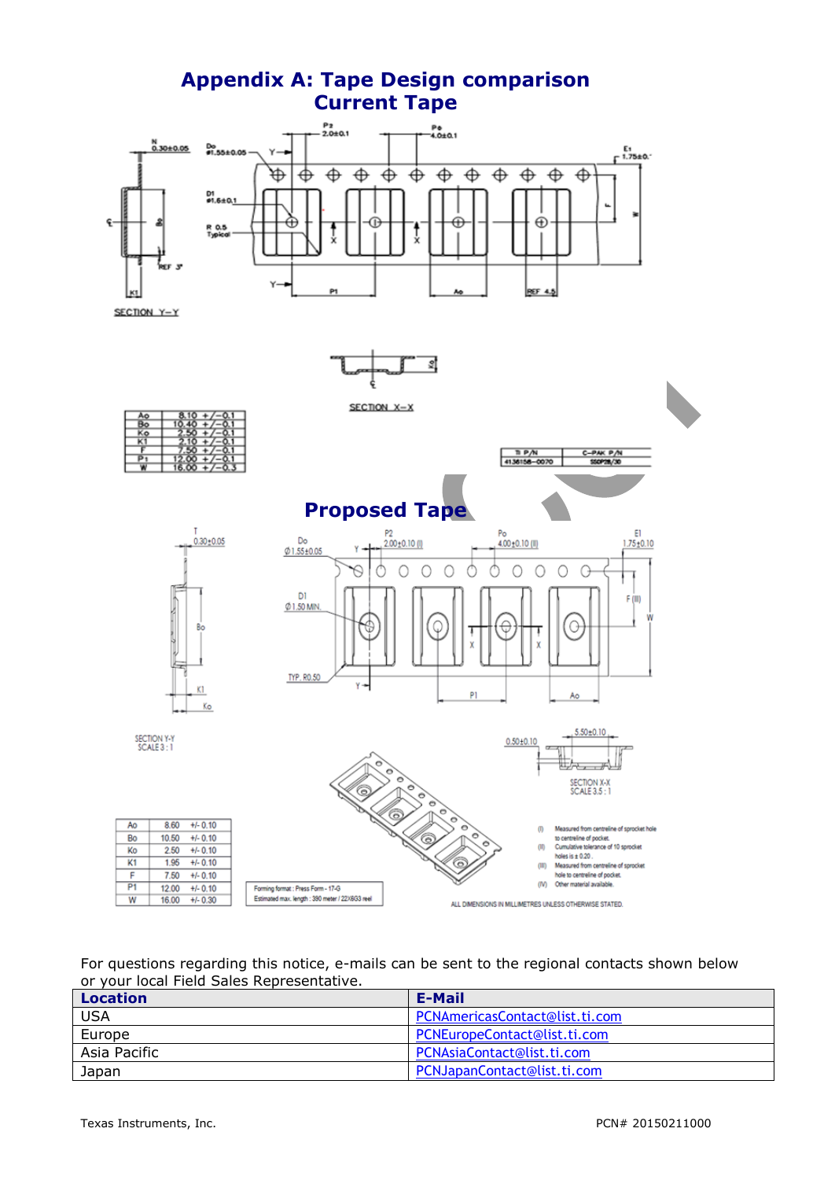# Appendix A: Tape Design comparison

## Current Tape

N 0.30±0.05

Do ø1.55±0.05

P2 2.0±0.1

Po 4.0±0.1

E1 1.75±0.1

D1 ø1.6±0.1

R 0.5 Typical

REF 3°

SECTION Y–Y

SECTION X–X

| | | |
|---|---|---|
| Ao | 8.10 | +/–0.1 |
| Bo | 10.40 | +/–0.1 |
| Ko | 2.50 | +/–0.1 |
| K1 | 2.10 | +/–0.1 |
| F | 7.50 | +/–0.1 |
| P1 | 12.00 | +/–0.1 |
| W | 16.00 | +/–0.3 |

| TI P/N | C–PAK P/N |
|---|---|
| 4136156–0070 | S50P28/30 |

## Proposed Tape

T 0.30±0.05

Do Ø1.55±0.05

P2 2.00±0.10 (I)

Po 4.00±0.10 (II)

E1 1.75±0.10

D1 Ø1.50 MIN.

F (III)

TYP. R0.50

SECTION Y-Y SCALE 3 : 1

0.50±0.10

5.50±0.10

SECTION X-X SCALE 3.5 : 1

| | | |
|---|---|---|
| Ao | 8.60 | +/- 0.10 |
| Bo | 10.50 | +/- 0.10 |
| Ko | 2.50 | +/- 0.10 |
| K1 | 1.95 | +/- 0.10 |
| F | 7.50 | +/- 0.10 |
| P1 | 12.00 | +/- 0.10 |
| W | 16.00 | +/- 0.30 |

Forming format : Press Form - 17-G
Estimated max. length : 390 meter / 22X6G3 reel

(I) Measured from centreline of sprocket hole to centreline of pocket.
(II) Cumulative tolerance of 10 sprocket holes is ± 0.20 .
(III) Measured from centreline of sprocket hole to centreline of pocket.
(IV) Other material available.

ALL DIMENSIONS IN MILLIMETRES UNLESS OTHERWISE STATED.

For questions regarding this notice, e-mails can be sent to the regional contacts shown below or your local Field Sales Representative.

| Location | E-Mail |
|---|---|
| USA | PCNAmericasContact@list.ti.com |
| Europe | PCNEuropeContact@list.ti.com |
| Asia Pacific | PCNAsiaContact@list.ti.com |
| Japan | PCNJapanContact@list.ti.com |

Texas Instruments, Inc. PCN# 20150211000